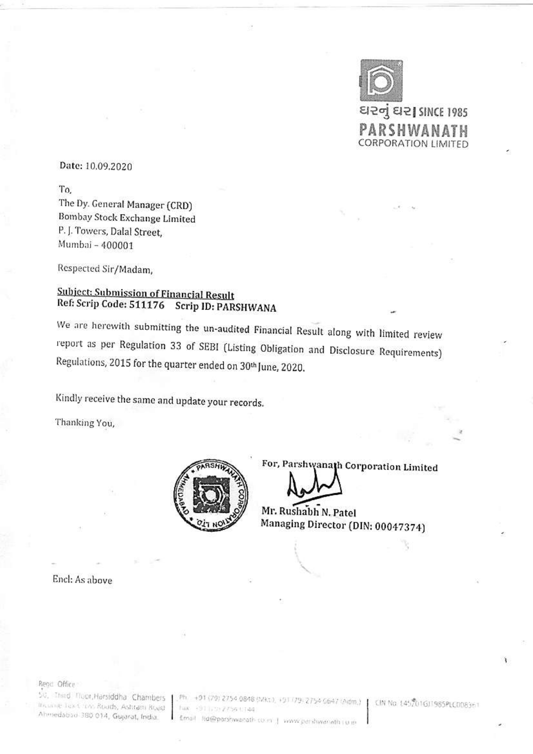ઘરનું ઘર | SINCE 1985
**PARSHWANATH**
CORPORATION LIMITED

Date: 10.09.2020

To,
The Dy. General Manager (CRD)
Bombay Stock Exchange Limited
P. J. Towers, Dalal Street,
Mumbai – 400001

Respected Sir/Madam,

**<u>Subject: Submission of Financial Result</u>**
**Ref: Scrip Code: 511176 Scrip ID: PARSHWANA**

We are herewith submitting the un-audited Financial Result along with limited review report as per Regulation 33 of SEBI (Listing Obligation and Disclosure Requirements) Regulations, 2015 for the quarter ended on 30th June, 2020.

Kindly receive the same and update your records.

Thanking You,

**For, Parshwanath Corporation Limited**

**Mr. Rushabh N. Patel**
**Managing Director (DIN: 00047374)**

Encl: As above

Regd. Office: 50, Third Floor, Harsiddha Chambers, Income Tax Cross Roads, Ashram Road, Ahmedabad-380 014, Gujarat, India. | Ph: +91 (79) 2754 0848 (Mkt.), +91 (79) 2754 0647 (Adm.) Fax: +91 (79) 2754 1144 Email: ltd@parshwanath.co.in | www.parshwanath.co.in | CIN No. L45201GJ1985PLC008361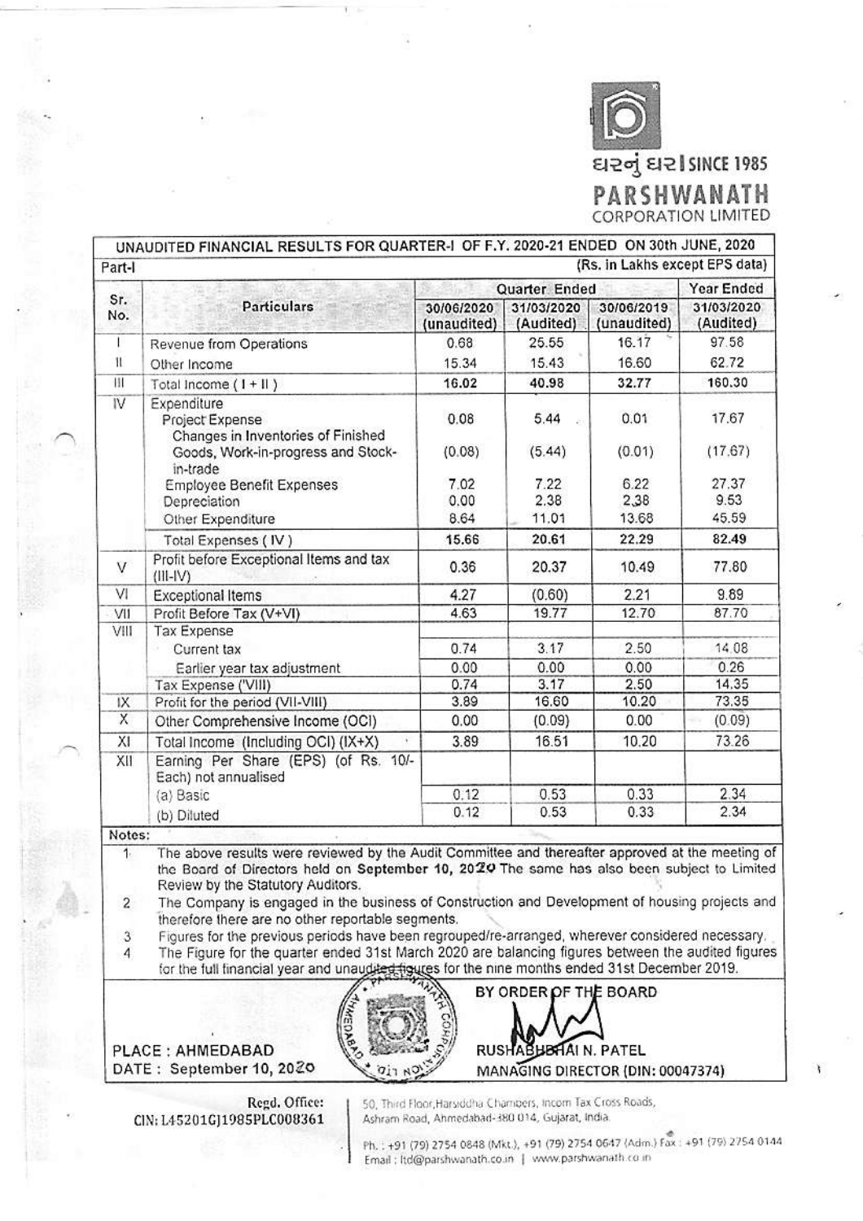ઘરનું ઘર | SINCE 1985

**PARSHWANATH**
CORPORATION LIMITED

## UNAUDITED FINANCIAL RESULTS FOR QUARTER-I OF F.Y. 2020-21 ENDED ON 30th JUNE, 2020

Part-I (Rs. in Lakhs except EPS data)

| Sr. No. | Particulars | Quarter Ended | | | Year Ended |
|---|---|---|---|---|---|
| | | 30/06/2020 (unaudited) | 31/03/2020 (Audited) | 30/06/2019 (unaudited) | 31/03/2020 (Audited) |
| I | Revenue from Operations | 0.68 | 25.55 | 16.17 | 97.58 |
| II | Other Income | 15.34 | 15.43 | 16.60 | 62.72 |
| III | Total Income ( I + II ) | **16.02** | **40.98** | **32.77** | **160.30** |
| IV | Expenditure | | | | |
| | Project Expense | 0.08 | 5.44 | 0.01 | 17.67 |
| | Changes in Inventories of Finished Goods, Work-in-progress and Stock-in-trade | (0.08) | (5.44) | (0.01) | (17.67) |
| | Employee Benefit Expenses | 7.02 | 7.22 | 6.22 | 27.37 |
| | Depreciation | 0.00 | 2.38 | 2.38 | 9.53 |
| | Other Expenditure | 8.64 | 11.01 | 13.68 | 45.59 |
| | Total Expenses ( IV ) | **15.66** | **20.61** | **22.29** | **82.49** |
| V | Profit before Exceptional Items and tax (III-IV) | 0.36 | 20.37 | 10.49 | 77.80 |
| VI | Exceptional Items | 4.27 | (0.60) | 2.21 | 9.89 |
| VII | Profit Before Tax (V+VI) | 4.63 | 19.77 | 12.70 | 87.70 |
| VIII | Tax Expense | | | | |
| | Current tax | 0.74 | 3.17 | 2.50 | 14.08 |
| | Earlier year tax adjustment | 0.00 | 0.00 | 0.00 | 0.26 |
| | Tax Expense ('VIII) | 0.74 | 3.17 | 2.50 | 14.35 |
| IX | Profit for the period (VII-VIII) | 3.89 | 16.60 | 10.20 | 73.35 |
| X | Other Comprehensive Income (OCI) | 0.00 | (0.09) | 0.00 | (0.09) |
| XI | Total Income (Including OCI) (IX+X) | 3.89 | 16.51 | 10.20 | 73.26 |
| XII | Earning Per Share (EPS) (of Rs. 10/- Each) not annualised | | | | |
| | (a) Basic | 0.12 | 0.53 | 0.33 | 2.34 |
| | (b) Diluted | 0.12 | 0.53 | 0.33 | 2.34 |

Notes:

1. The above results were reviewed by the Audit Committee and thereafter approved at the meeting of the Board of Directors held on **September 10, 2020** The same has also been subject to Limited Review by the Statutory Auditors.
2. The Company is engaged in the business of Construction and Development of housing projects and therefore there are no other reportable segments.
3. Figures for the previous periods have been regrouped/re-arranged, wherever considered necessary.
4. The Figure for the quarter ended 31st March 2020 are balancing figures between the audited figures for the full financial year and unaudited figures for the nine months ended 31st December 2019.

PLACE : AHMEDABAD
DATE : September 10, 2020

BY ORDER OF THE BOARD

RUSHABHBHAI N. PATEL
MANAGING DIRECTOR (DIN: 00047374)

Regd. Office:
CIN: L45201GJ1985PLC008361

50, Third Floor, Harsiddha Chambers, Income Tax Cross Roads, Ashram Road, Ahmedabad-380 014, Gujarat, India.

Ph. : +91 (79) 2754 0848 (Mkt.), +91 (79) 2754 0647 (Adm.) Fax : +91 (79) 2754 0144
Email : ltd@parshwanath.co.in | www.parshwanath.co.in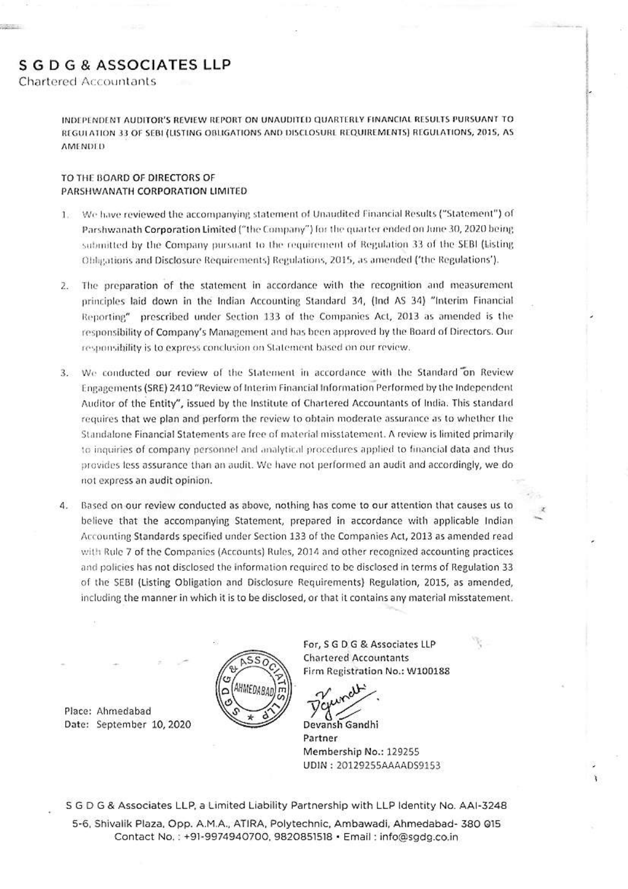# S G D G & ASSOCIATES LLP

Chartered Accountants

INDEPENDENT AUDITOR'S REVIEW REPORT ON UNAUDITED QUARTERLY FINANCIAL RESULTS PURSUANT TO REGULATION 33 OF SEBI (LISTING OBLIGATIONS AND DISCLOSURE REQUIREMENTS) REGULATIONS, 2015, AS AMENDED

TO THE BOARD OF DIRECTORS OF
PARSHWANATH CORPORATION LIMITED

1. We have reviewed the accompanying statement of Unaudited Financial Results ("Statement") of **Parshwanath Corporation Limited** ("the Company") for the quarter ended on June 30, 2020 being submitted by the Company pursuant to the requirement of Regulation 33 of the SEBI (Listing Obligations and Disclosure Requirements) Regulations, 2015, as amended ('the Regulations').

2. The preparation of the statement in accordance with the recognition and measurement principles laid down in the Indian Accounting Standard 34, (Ind AS 34) "Interim Financial Reporting" prescribed under Section 133 of the Companies Act, 2013 as amended is the responsibility of Company's Management and has been approved by the Board of Directors. Our responsibility is to express conclusion on Statement based on our review.

3. We conducted our review of the Statement in accordance with the Standard on Review Engagements (SRE) 2410 "Review of Interim Financial Information Performed by the Independent Auditor of the Entity", issued by the Institute of Chartered Accountants of India. This standard requires that we plan and perform the review to obtain moderate assurance as to whether the Standalone Financial Statements are free of material misstatement. A review is limited primarily to inquiries of company personnel and analytical procedures applied to financial data and thus provides less assurance than an audit. We have not performed an audit and accordingly, we do not express an audit opinion.

4. Based on our review conducted as above, nothing has come to our attention that causes us to believe that the accompanying Statement, prepared in accordance with applicable Indian Accounting Standards specified under Section 133 of the Companies Act, 2013 as amended read with Rule 7 of the Companies (Accounts) Rules, 2014 and other recognized accounting practices and policies has not disclosed the information required to be disclosed in terms of Regulation 33 of the SEBI (Listing Obligation and Disclosure Requirements) Regulation, 2015, as amended, including the manner in which it is to be disclosed, or that it contains any material misstatement.

For, S G D G & Associates LLP
Chartered Accountants
Firm Registration No.: W100188

Devansh Gandhi
Partner
Membership No.: 129255
UDIN : 20129255AAAADS9153

Place: Ahmedabad
Date: September 10, 2020

S G D G & Associates LLP, a Limited Liability Partnership with LLP Identity No. AAI-3248
5-6, Shivalik Plaza, Opp. A.M.A., ATIRA, Polytechnic, Ambawadi, Ahmedabad- 380 015
Contact No. : +91-9974940700, 9820851518 • Email : info@sgdg.co.in